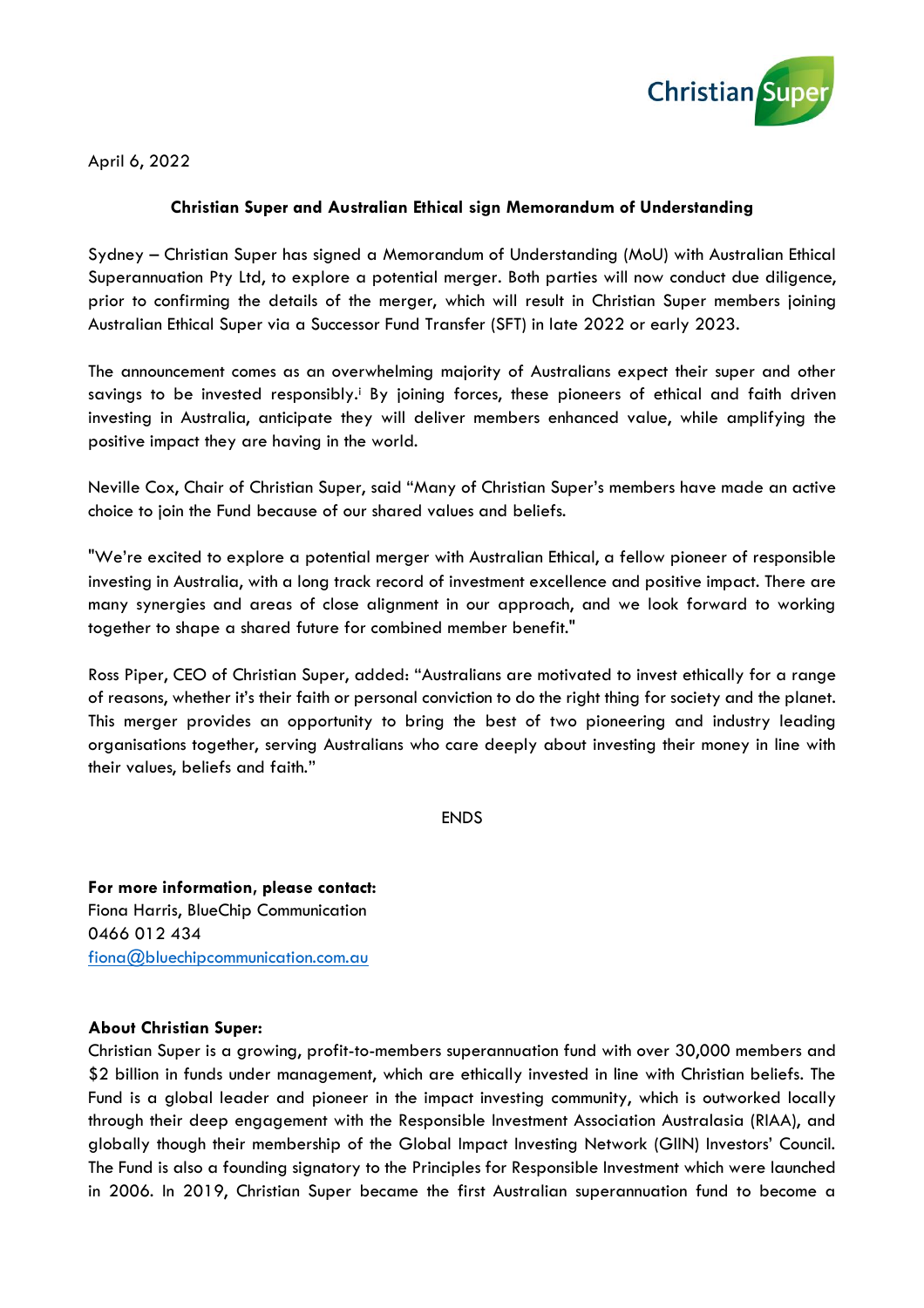April 6, 2022

**Christian Super and Australian Ethical sign Memorandum of Understanding**

Sydney – Christian Super has signed a Memorandum of Understanding (MoU) with Australian Ethical Superannuation Pty Ltd, to explore a potential merger. Both parties will now conduct due diligence, prior to confirming the details of the merger, which will result in Christian Super members joining Australian Ethical Super via a Successor Fund Transfer (SFT) in late 2022 or early 2023.

The announcement comes as an overwhelming majority of Australians expect their super and other savings to be invested responsibly.[i] By joining forces, these pioneers of ethical and faith driven investing in Australia, anticipate they will deliver members enhanced value, while amplifying the positive impact they are having in the world.

Neville Cox, Chair of Christian Super, said "Many of Christian Super's members have made an active choice to join the Fund because of our shared values and beliefs.

"We're excited to explore a potential merger with Australian Ethical, a fellow pioneer of responsible investing in Australia, with a long track record of investment excellence and positive impact. There are many synergies and areas of close alignment in our approach, and we look forward to working together to shape a shared future for combined member benefit."

Ross Piper, CEO of Christian Super, added: "Australians are motivated to invest ethically for a range of reasons, whether it's their faith or personal conviction to do the right thing for society and the planet. This merger provides an opportunity to bring the best of two pioneering and industry leading organisations together, serving Australians who care deeply about investing their money in line with their values, beliefs and faith."

ENDS

**For more information, please contact:**
Fiona Harris, BlueChip Communication
0466 012 434
fiona@bluechipcommunication.com.au

**About Christian Super:**
Christian Super is a growing, profit-to-members superannuation fund with over 30,000 members and $2 billion in funds under management, which are ethically invested in line with Christian beliefs. The Fund is a global leader and pioneer in the impact investing community, which is outworked locally through their deep engagement with the Responsible Investment Association Australasia (RIAA), and globally though their membership of the Global Impact Investing Network (GIIN) Investors' Council. The Fund is also a founding signatory to the Principles for Responsible Investment which were launched in 2006. In 2019, Christian Super became the first Australian superannuation fund to become a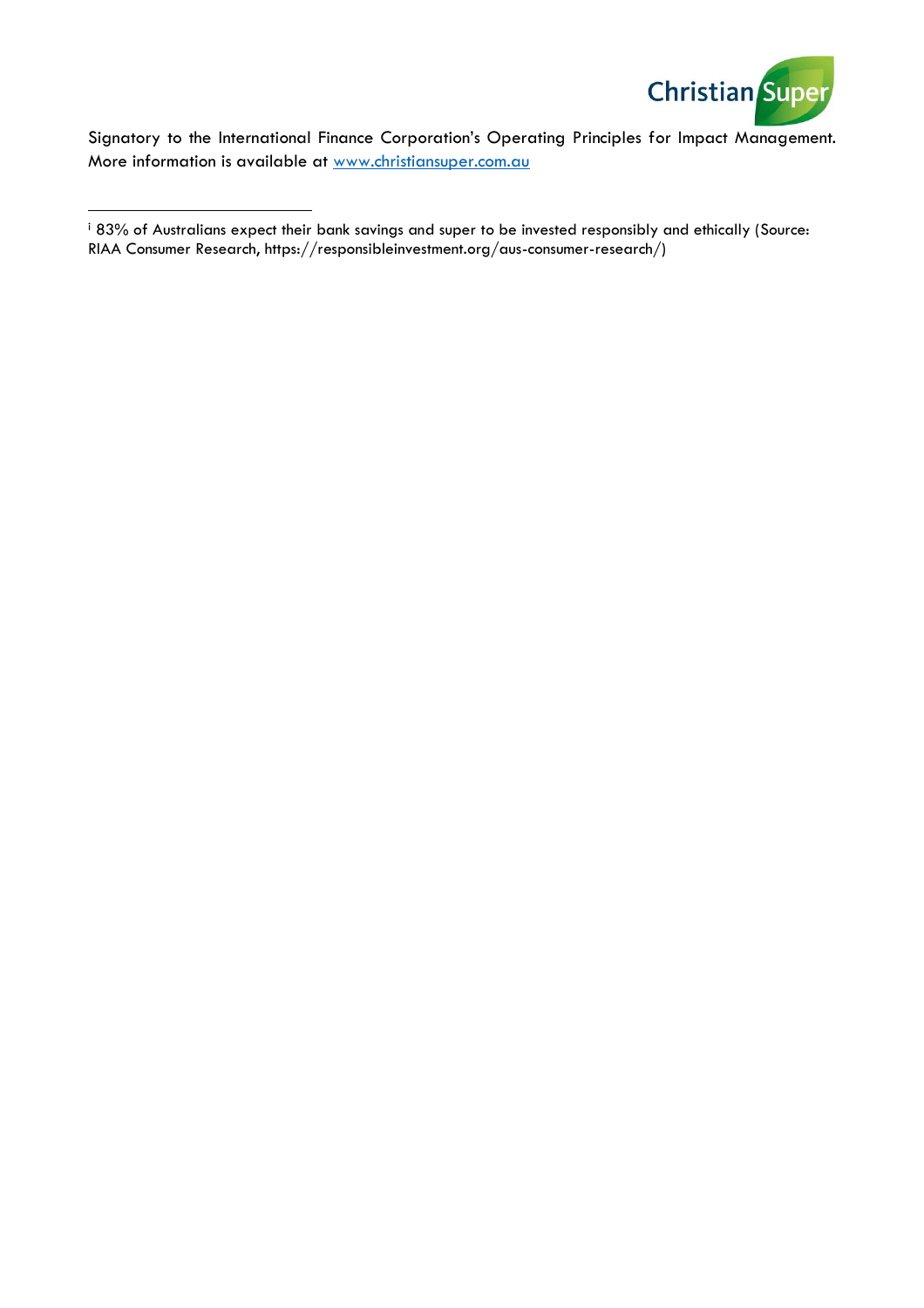Signatory to the International Finance Corporation's Operating Principles for Impact Management. More information is available at [www.christiansuper.com.au](www.christiansuper.com.au)

---

[i] 83% of Australians expect their bank savings and super to be invested responsibly and ethically (Source: RIAA Consumer Research, https://responsibleinvestment.org/aus-consumer-research/)